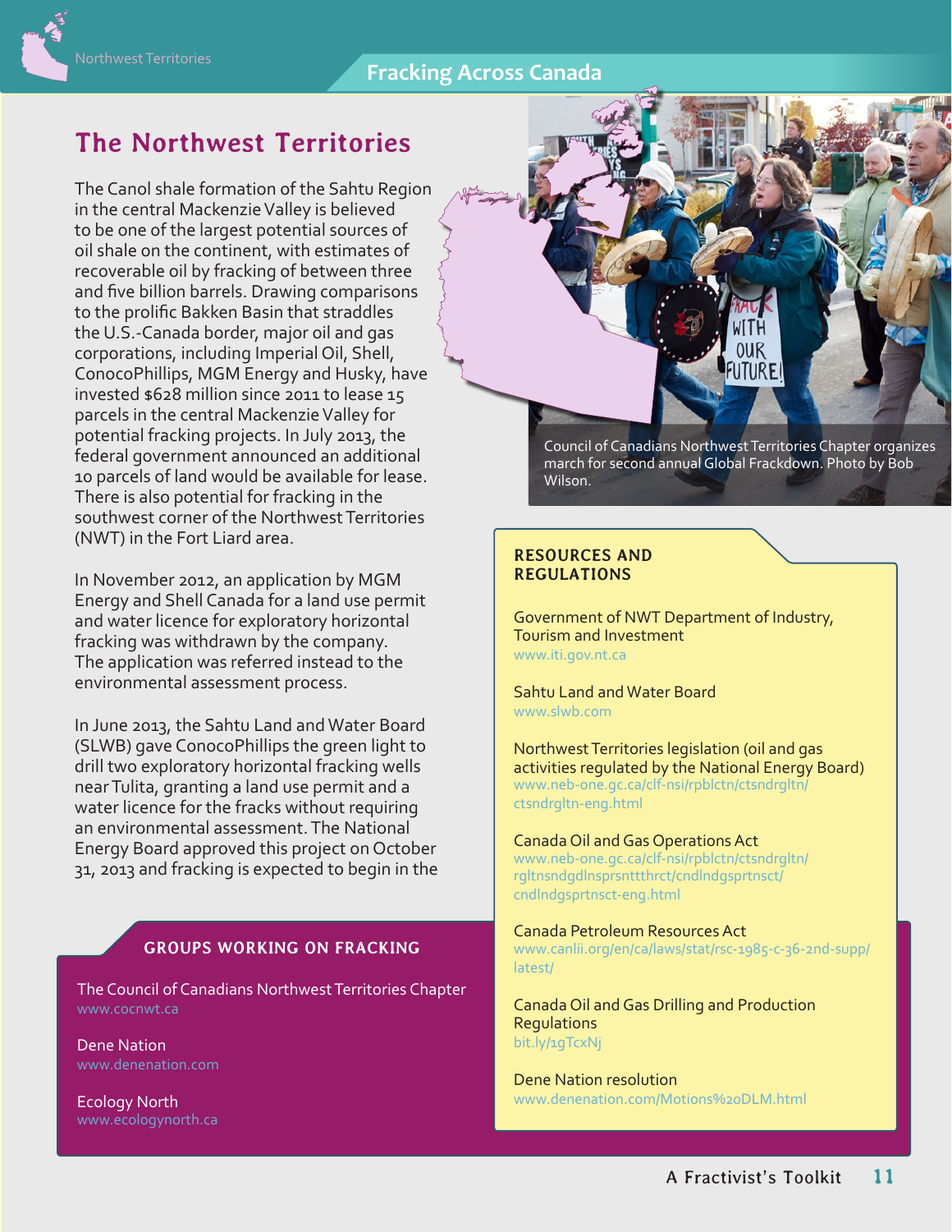# The Northwest Territories

The Canol shale formation of the Sahtu Region in the central Mackenzie Valley is believed to be one of the largest potential sources of oil shale on the continent, with estimates of recoverable oil by fracking of between three and five billion barrels. Drawing comparisons to the prolific Bakken Basin that straddles the U.S.-Canada border, major oil and gas corporations, including Imperial Oil, Shell, ConocoPhillips, MGM Energy and Husky, have invested $628 million since 2011 to lease 15 parcels in the central Mackenzie Valley for potential fracking projects. In July 2013, the federal government announced an additional 10 parcels of land would be available for lease. There is also potential for fracking in the southwest corner of the Northwest Territories (NWT) in the Fort Liard area.

In November 2012, an application by MGM Energy and Shell Canada for a land use permit and water licence for exploratory horizontal fracking was withdrawn by the company. The application was referred instead to the environmental assessment process.

In June 2013, the Sahtu Land and Water Board (SLWB) gave ConocoPhillips the green light to drill two exploratory horizontal fracking wells near Tulita, granting a land use permit and a water licence for the fracks without requiring an environmental assessment. The National Energy Board approved this project on October 31, 2013 and fracking is expected to begin in the

Council of Canadians Northwest Territories Chapter organizes march for second annual Global Frackdown. Photo by Bob Wilson.

### RESOURCES AND REGULATIONS

Government of NWT Department of Industry, Tourism and Investment
www.iti.gov.nt.ca

Sahtu Land and Water Board
www.slwb.com

Northwest Territories legislation (oil and gas activities regulated by the National Energy Board)
www.neb-one.gc.ca/clf-nsi/rpblctn/ctsndrgltn/ctsndrgltn-eng.html

Canada Oil and Gas Operations Act
www.neb-one.gc.ca/clf-nsi/rpblctn/ctsndrgltn/rgltnsndgdlnsprsnttthrct/cndlndgsprtnsct/cndlndgsprtnsct-eng.html

Canada Petroleum Resources Act
www.canlii.org/en/ca/laws/stat/rsc-1985-c-36-2nd-supp/latest/

Canada Oil and Gas Drilling and Production Regulations
bit.ly/1gTcxNj

Dene Nation resolution
www.denenation.com/Motions%20DLM.html

### GROUPS WORKING ON FRACKING

The Council of Canadians Northwest Territories Chapter
www.cocnwt.ca

Dene Nation
www.denenation.com

Ecology North
www.ecologynorth.ca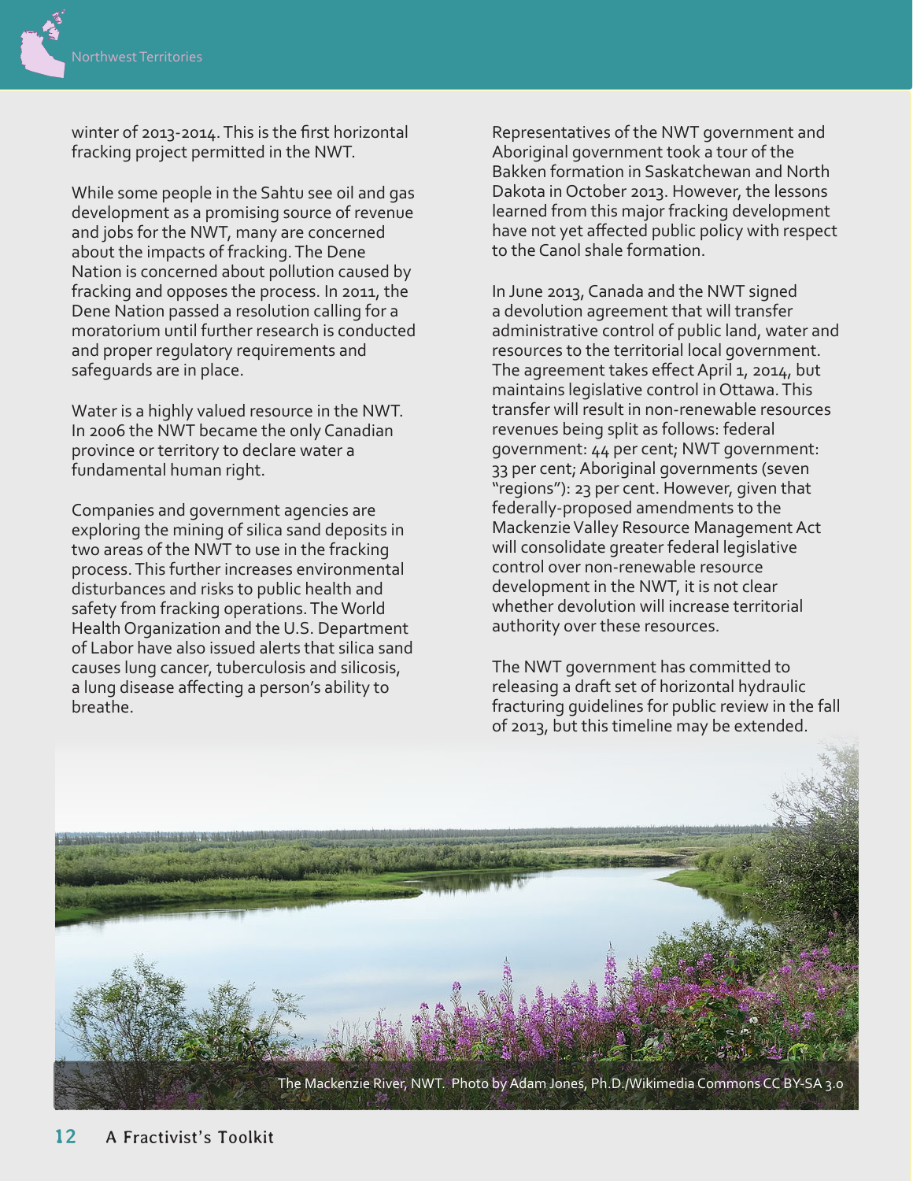winter of 2013-2014. This is the first horizontal fracking project permitted in the NWT.

While some people in the Sahtu see oil and gas development as a promising source of revenue and jobs for the NWT, many are concerned about the impacts of fracking. The Dene Nation is concerned about pollution caused by fracking and opposes the process. In 2011, the Dene Nation passed a resolution calling for a moratorium until further research is conducted and proper regulatory requirements and safeguards are in place.

Water is a highly valued resource in the NWT. In 2006 the NWT became the only Canadian province or territory to declare water a fundamental human right.

Companies and government agencies are exploring the mining of silica sand deposits in two areas of the NWT to use in the fracking process. This further increases environmental disturbances and risks to public health and safety from fracking operations. The World Health Organization and the U.S. Department of Labor have also issued alerts that silica sand causes lung cancer, tuberculosis and silicosis, a lung disease affecting a person's ability to breathe.

Representatives of the NWT government and Aboriginal government took a tour of the Bakken formation in Saskatchewan and North Dakota in October 2013. However, the lessons learned from this major fracking development have not yet affected public policy with respect to the Canol shale formation.

In June 2013, Canada and the NWT signed a devolution agreement that will transfer administrative control of public land, water and resources to the territorial local government. The agreement takes effect April 1, 2014, but maintains legislative control in Ottawa. This transfer will result in non-renewable resources revenues being split as follows: federal government: 44 per cent; NWT government: 33 per cent; Aboriginal governments (seven "regions"): 23 per cent. However, given that federally-proposed amendments to the Mackenzie Valley Resource Management Act will consolidate greater federal legislative control over non-renewable resource development in the NWT, it is not clear whether devolution will increase territorial authority over these resources.

The NWT government has committed to releasing a draft set of horizontal hydraulic fracturing guidelines for public review in the fall of 2013, but this timeline may be extended.

The Mackenzie River, NWT. Photo by Adam Jones, Ph.D./Wikimedia Commons CC BY-SA 3.0